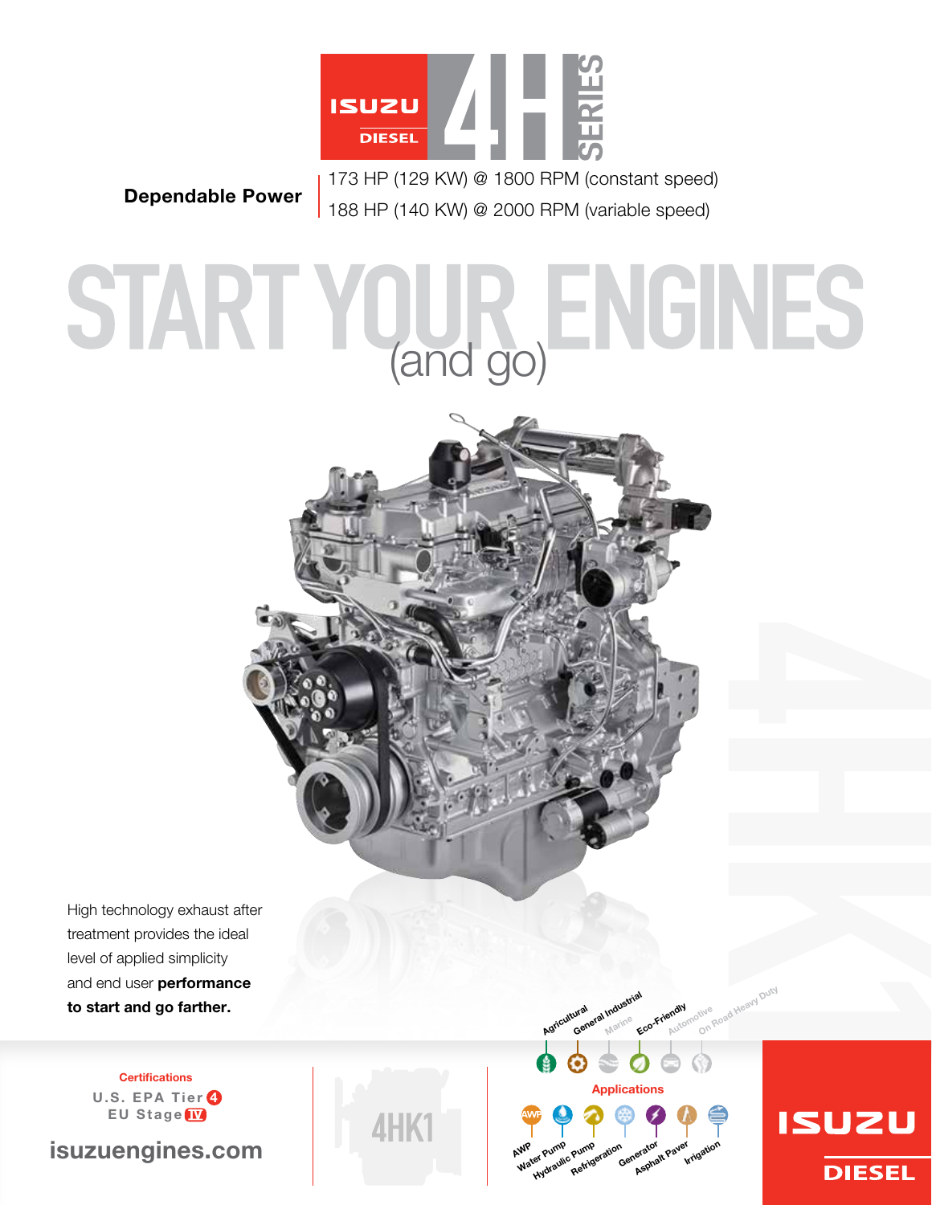# ISUZU DIESEL 4H SERIES

**Dependable Power**

173 HP (129 KW) @ 1800 RPM (constant speed)
188 HP (140 KW) @ 2000 RPM (variable speed)

# START YOUR ENGINES (and go)

High technology exhaust after treatment provides the ideal level of applied simplicity and end user **performance to start and go farther.**

Agricultural, General Industrial, Marine, Eco-Friendly, Automotive, On Road Heavy Duty

**Applications**

AWP, Water Pump, Hydraulic Pump, Refrigeration, Generator, Asphalt Paver, Irrigation

**Certifications**

U.S. EPA Tier 4
EU Stage IV

isuzuengines.com

4HK1

ISUZU DIESEL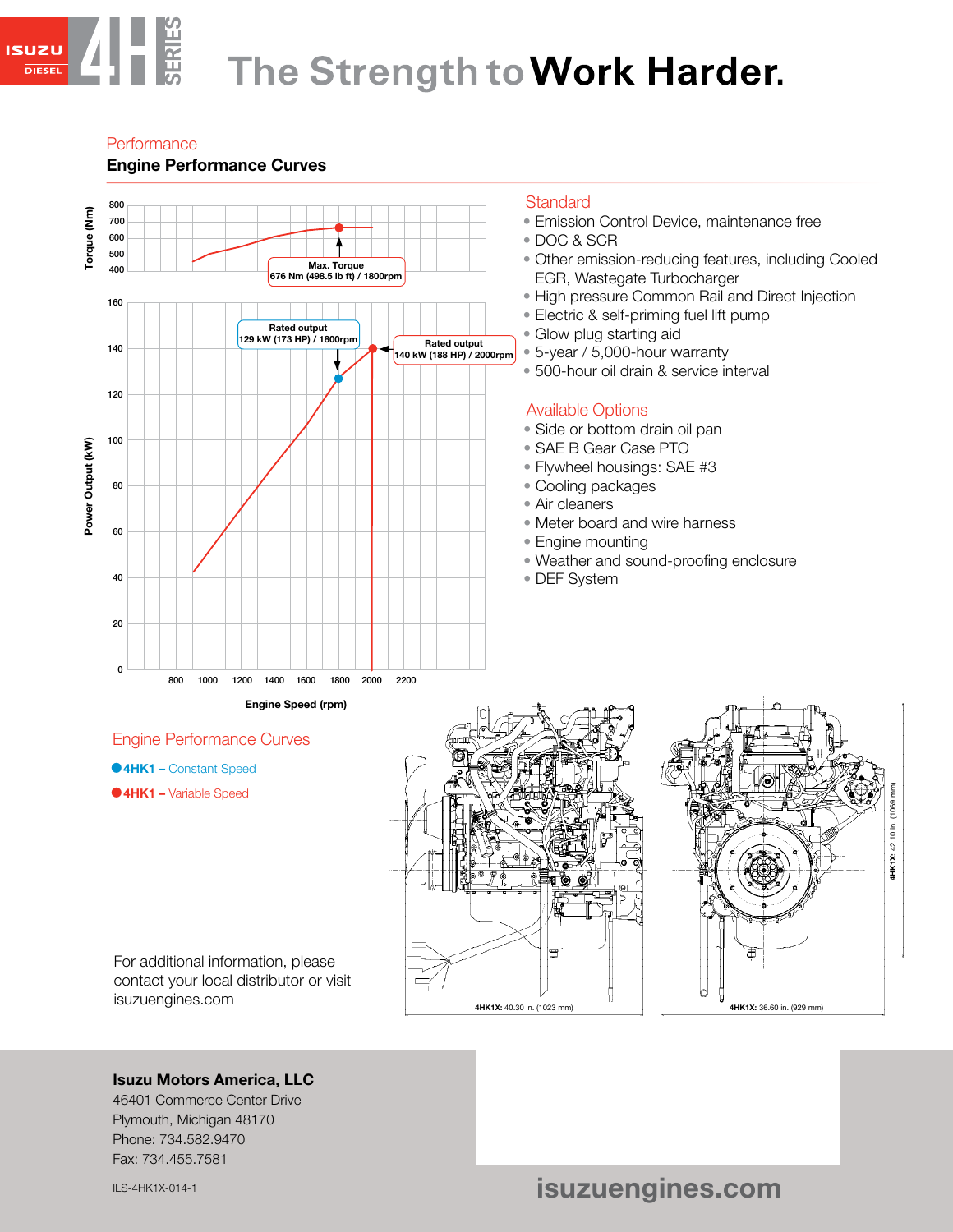ISUZU DIESEL 4H SERIES

# The Strength to Work Harder.

## Performance

### Engine Performance Curves

Torque (Nm)

800
700
600
500
400

Max. Torque
676 Nm (498.5 lb ft) / 1800rpm

Power Output (kW)

160
140
120
100
80
60
40
20
0

Rated output
129 kW (173 HP) / 1800rpm

Rated output
140 kW (188 HP) / 2000rpm

800 1000 1200 1400 1600 1800 2000 2200

Engine Speed (rpm)

## Standard

- Emission Control Device, maintenance free
- DOC & SCR
- Other emission-reducing features, including Cooled EGR, Wastegate Turbocharger
- High pressure Common Rail and Direct Injection
- Electric & self-priming fuel lift pump
- Glow plug starting aid
- 5-year / 5,000-hour warranty
- 500-hour oil drain & service interval

## Available Options

- Side or bottom drain oil pan
- SAE B Gear Case PTO
- Flywheel housings: SAE #3
- Cooling packages
- Air cleaners
- Meter board and wire harness
- Engine mounting
- Weather and sound-proofing enclosure
- DEF System

## Engine Performance Curves

- **4HK1 –** Constant Speed
- **4HK1 –** Variable Speed

**4HK1X:** 40.30 in. (1023 mm)

**4HK1X:** 36.60 in. (929 mm)

**4HK1X:** 42.10 in. (1069 mm)

For additional information, please contact your local distributor or visit isuzuengines.com

**Isuzu Motors America, LLC**
46401 Commerce Center Drive
Plymouth, Michigan 48170
Phone: 734.582.9470
Fax: 734.455.7581

ILS-4HK1X-014-1

**isuzuengines.com**